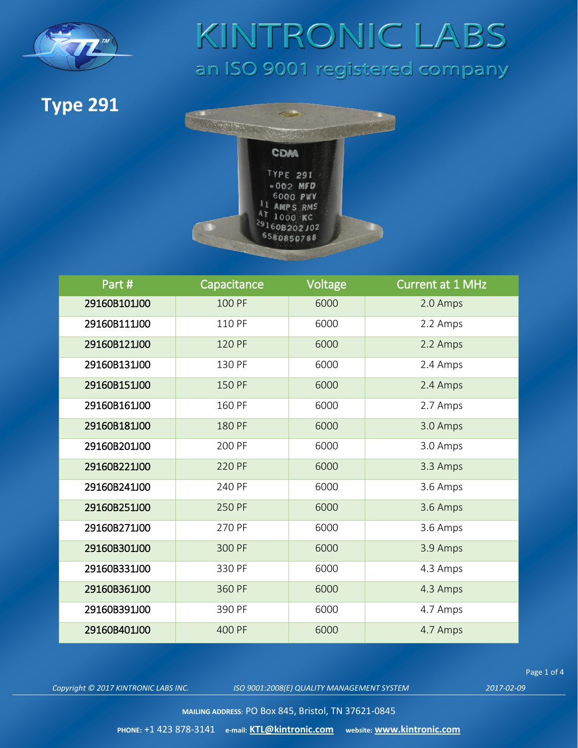# KINTRONIC LABS

an ISO 9001 registered company

## Type 291

| Part # | Capacitance | Voltage | Current at 1 MHz |
|---|---|---|---|
| 29160B101J00 | 100 PF | 6000 | 2.0 Amps |
| 29160B111J00 | 110 PF | 6000 | 2.2 Amps |
| 29160B121J00 | 120 PF | 6000 | 2.2 Amps |
| 29160B131J00 | 130 PF | 6000 | 2.4 Amps |
| 29160B151J00 | 150 PF | 6000 | 2.4 Amps |
| 29160B161J00 | 160 PF | 6000 | 2.7 Amps |
| 29160B181J00 | 180 PF | 6000 | 3.0 Amps |
| 29160B201J00 | 200 PF | 6000 | 3.0 Amps |
| 29160B221J00 | 220 PF | 6000 | 3.3 Amps |
| 29160B241J00 | 240 PF | 6000 | 3.6 Amps |
| 29160B251J00 | 250 PF | 6000 | 3.6 Amps |
| 29160B271J00 | 270 PF | 6000 | 3.6 Amps |
| 29160B301J00 | 300 PF | 6000 | 3.9 Amps |
| 29160B331J00 | 330 PF | 6000 | 4.3 Amps |
| 29160B361J00 | 360 PF | 6000 | 4.3 Amps |
| 29160B391J00 | 390 PF | 6000 | 4.7 Amps |
| 29160B401J00 | 400 PF | 6000 | 4.7 Amps |

*Copyright © 2017 KINTRONIC LABS INC.* *ISO 9001:2008(E) QUALITY MANAGEMENT SYSTEM* *2017-02-09*

**MAILING ADDRESS**: PO Box 845, Bristol, TN 37621-0845

**PHONE:** +1 423 878-3141 **e-mail:** **KTL@kintronic.com** **website:** **www.kintronic.com**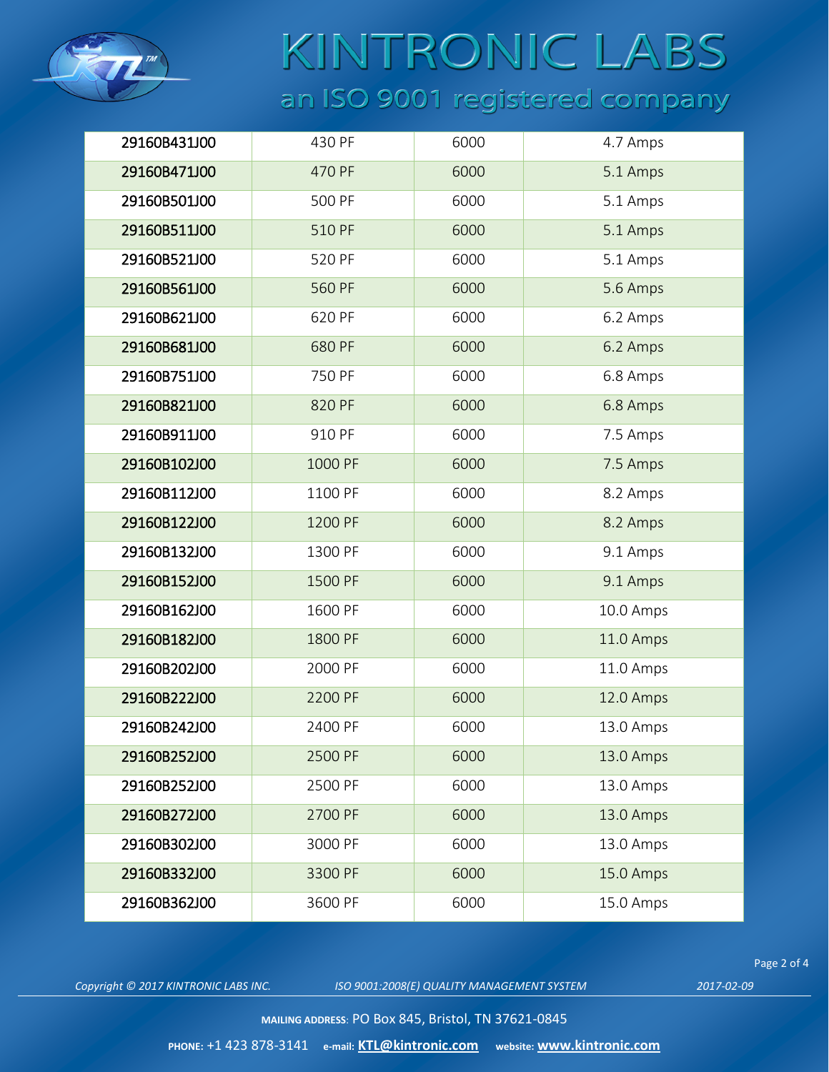# KINTRONIC LABS

an ISO 9001 registered company

| | | | |
|---|---|---|---|
| 29160B431J00 | 430 PF | 6000 | 4.7 Amps |
| 29160B471J00 | 470 PF | 6000 | 5.1 Amps |
| 29160B501J00 | 500 PF | 6000 | 5.1 Amps |
| 29160B511J00 | 510 PF | 6000 | 5.1 Amps |
| 29160B521J00 | 520 PF | 6000 | 5.1 Amps |
| 29160B561J00 | 560 PF | 6000 | 5.6 Amps |
| 29160B621J00 | 620 PF | 6000 | 6.2 Amps |
| 29160B681J00 | 680 PF | 6000 | 6.2 Amps |
| 29160B751J00 | 750 PF | 6000 | 6.8 Amps |
| 29160B821J00 | 820 PF | 6000 | 6.8 Amps |
| 29160B911J00 | 910 PF | 6000 | 7.5 Amps |
| 29160B102J00 | 1000 PF | 6000 | 7.5 Amps |
| 29160B112J00 | 1100 PF | 6000 | 8.2 Amps |
| 29160B122J00 | 1200 PF | 6000 | 8.2 Amps |
| 29160B132J00 | 1300 PF | 6000 | 9.1 Amps |
| 29160B152J00 | 1500 PF | 6000 | 9.1 Amps |
| 29160B162J00 | 1600 PF | 6000 | 10.0 Amps |
| 29160B182J00 | 1800 PF | 6000 | 11.0 Amps |
| 29160B202J00 | 2000 PF | 6000 | 11.0 Amps |
| 29160B222J00 | 2200 PF | 6000 | 12.0 Amps |
| 29160B242J00 | 2400 PF | 6000 | 13.0 Amps |
| 29160B252J00 | 2500 PF | 6000 | 13.0 Amps |
| 29160B252J00 | 2500 PF | 6000 | 13.0 Amps |
| 29160B272J00 | 2700 PF | 6000 | 13.0 Amps |
| 29160B302J00 | 3000 PF | 6000 | 13.0 Amps |
| 29160B332J00 | 3300 PF | 6000 | 15.0 Amps |
| 29160B362J00 | 3600 PF | 6000 | 15.0 Amps |

*Copyright © 2017 KINTRONIC LABS INC.* *ISO 9001:2008(E) QUALITY MANAGEMENT SYSTEM* *2017-02-09*

**MAILING ADDRESS**: PO Box 845, Bristol, TN 37621-0845

**PHONE:** +1 423 878-3141 **e-mail: KTL@kintronic.com** **website: www.kintronic.com**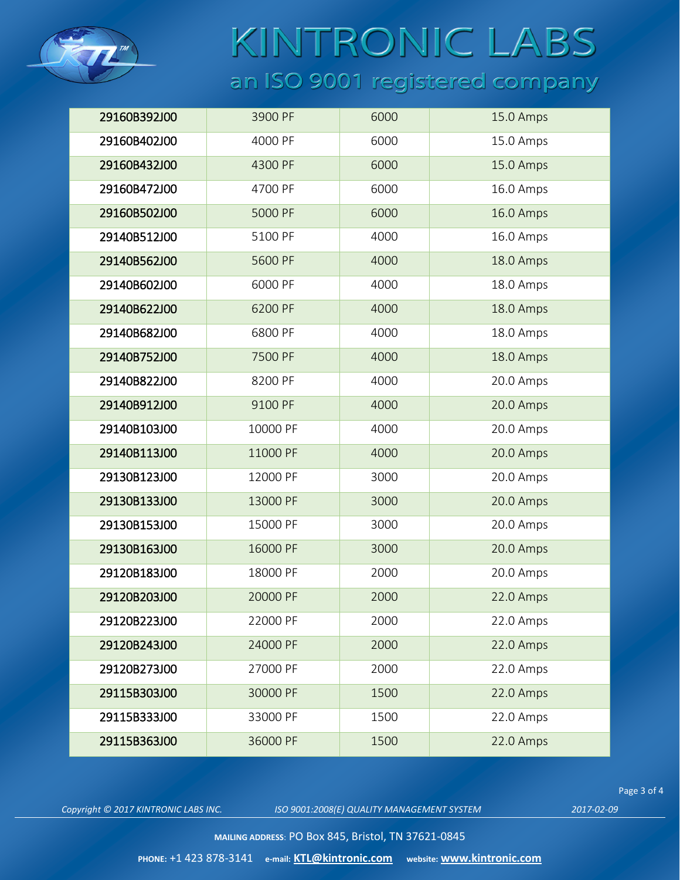| | | | |
|---|---|---|---|
| 29160B392J00 | 3900 PF | 6000 | 15.0 Amps |
| 29160B402J00 | 4000 PF | 6000 | 15.0 Amps |
| 29160B432J00 | 4300 PF | 6000 | 15.0 Amps |
| 29160B472J00 | 4700 PF | 6000 | 16.0 Amps |
| 29160B502J00 | 5000 PF | 6000 | 16.0 Amps |
| 29140B512J00 | 5100 PF | 4000 | 16.0 Amps |
| 29140B562J00 | 5600 PF | 4000 | 18.0 Amps |
| 29140B602J00 | 6000 PF | 4000 | 18.0 Amps |
| 29140B622J00 | 6200 PF | 4000 | 18.0 Amps |
| 29140B682J00 | 6800 PF | 4000 | 18.0 Amps |
| 29140B752J00 | 7500 PF | 4000 | 18.0 Amps |
| 29140B822J00 | 8200 PF | 4000 | 20.0 Amps |
| 29140B912J00 | 9100 PF | 4000 | 20.0 Amps |
| 29140B103J00 | 10000 PF | 4000 | 20.0 Amps |
| 29140B113J00 | 11000 PF | 4000 | 20.0 Amps |
| 29130B123J00 | 12000 PF | 3000 | 20.0 Amps |
| 29130B133J00 | 13000 PF | 3000 | 20.0 Amps |
| 29130B153J00 | 15000 PF | 3000 | 20.0 Amps |
| 29130B163J00 | 16000 PF | 3000 | 20.0 Amps |
| 29120B183J00 | 18000 PF | 2000 | 20.0 Amps |
| 29120B203J00 | 20000 PF | 2000 | 22.0 Amps |
| 29120B223J00 | 22000 PF | 2000 | 22.0 Amps |
| 29120B243J00 | 24000 PF | 2000 | 22.0 Amps |
| 29120B273J00 | 27000 PF | 2000 | 22.0 Amps |
| 29115B303J00 | 30000 PF | 1500 | 22.0 Amps |
| 29115B333J00 | 33000 PF | 1500 | 22.0 Amps |
| 29115B363J00 | 36000 PF | 1500 | 22.0 Amps |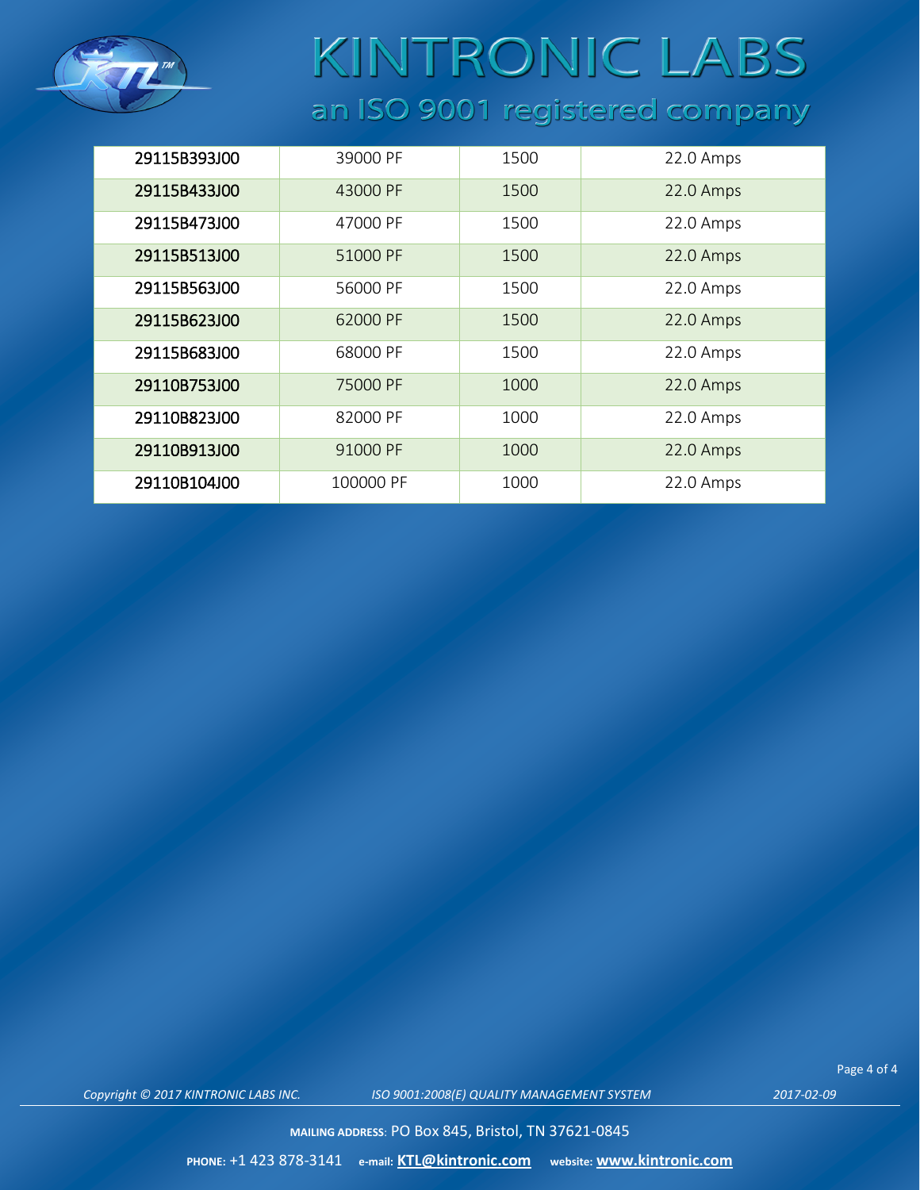# KINTRONIC LABS

an ISO 9001 registered company

| | | | |
|---|---|---|---|
| 29115B393J00 | 39000 PF | 1500 | 22.0 Amps |
| 29115B433J00 | 43000 PF | 1500 | 22.0 Amps |
| 29115B473J00 | 47000 PF | 1500 | 22.0 Amps |
| 29115B513J00 | 51000 PF | 1500 | 22.0 Amps |
| 29115B563J00 | 56000 PF | 1500 | 22.0 Amps |
| 29115B623J00 | 62000 PF | 1500 | 22.0 Amps |
| 29115B683J00 | 68000 PF | 1500 | 22.0 Amps |
| 29110B753J00 | 75000 PF | 1000 | 22.0 Amps |
| 29110B823J00 | 82000 PF | 1000 | 22.0 Amps |
| 29110B913J00 | 91000 PF | 1000 | 22.0 Amps |
| 29110B104J00 | 100000 PF | 1000 | 22.0 Amps |

*Copyright © 2017 KINTRONIC LABS INC.* *ISO 9001:2008(E) QUALITY MANAGEMENT SYSTEM* *2017-02-09*

**MAILING ADDRESS**: PO Box 845, Bristol, TN 37621-0845

**PHONE:** +1 423 878-3141 **e-mail:** **KTL@kintronic.com** **website:** **www.kintronic.com**